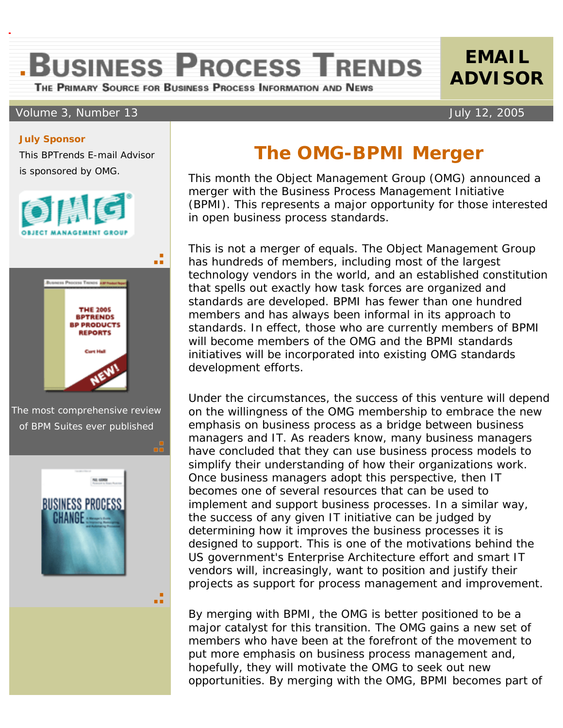# .BUSINESS PROCESS TRENDS

THE PRIMARY SOURCE FOR BUSINESS PROCESS INFORMATION AND NEWS

**EMAIL ADVISOR**

Volume 3, Number 13 July 12, 2005

**July Sponsor**

This BPTrends E-mail Advisor is sponsored by OMG.

THE 2005 BPTRENDS BP PRODUCTS REPORTS

The most comprehensive review of BPM Suites ever published

## The OMG-BPMI Merger

This month the Object Management Group (OMG) announced a merger with the Business Process Management Initiative (BPMI). This represents a major opportunity for those interested in open business process standards.

This is not a merger of equals. The Object Management Group has hundreds of members, including most of the largest technology vendors in the world, and an established constitution that spells out exactly how task forces are organized and standards are developed. BPMI has fewer than one hundred members and has always been informal in its approach to standards. In effect, those who are currently members of BPMI will become members of the OMG and the BPMI standards initiatives will be incorporated into existing OMG standards development efforts.

Under the circumstances, the success of this venture will depend on the willingness of the OMG membership to embrace the new emphasis on business process as a bridge between business managers and IT. As readers know, many business managers have concluded that they can use business process models to simplify their understanding of how their organizations work. Once business managers adopt this perspective, then IT becomes one of several resources that can be used to implement and support business processes. In a similar way, the success of any given IT initiative can be judged by determining how it improves the business processes it is designed to support. This is one of the motivations behind the US government's Enterprise Architecture effort and smart IT vendors will, increasingly, want to position and justify their projects as support for process management and improvement.

By merging with BPMI, the OMG is better positioned to be a major catalyst for this transition. The OMG gains a new set of members who have been at the forefront of the movement to put more emphasis on business process management and, hopefully, they will motivate the OMG to seek out new opportunities. By merging with the OMG, BPMI becomes part of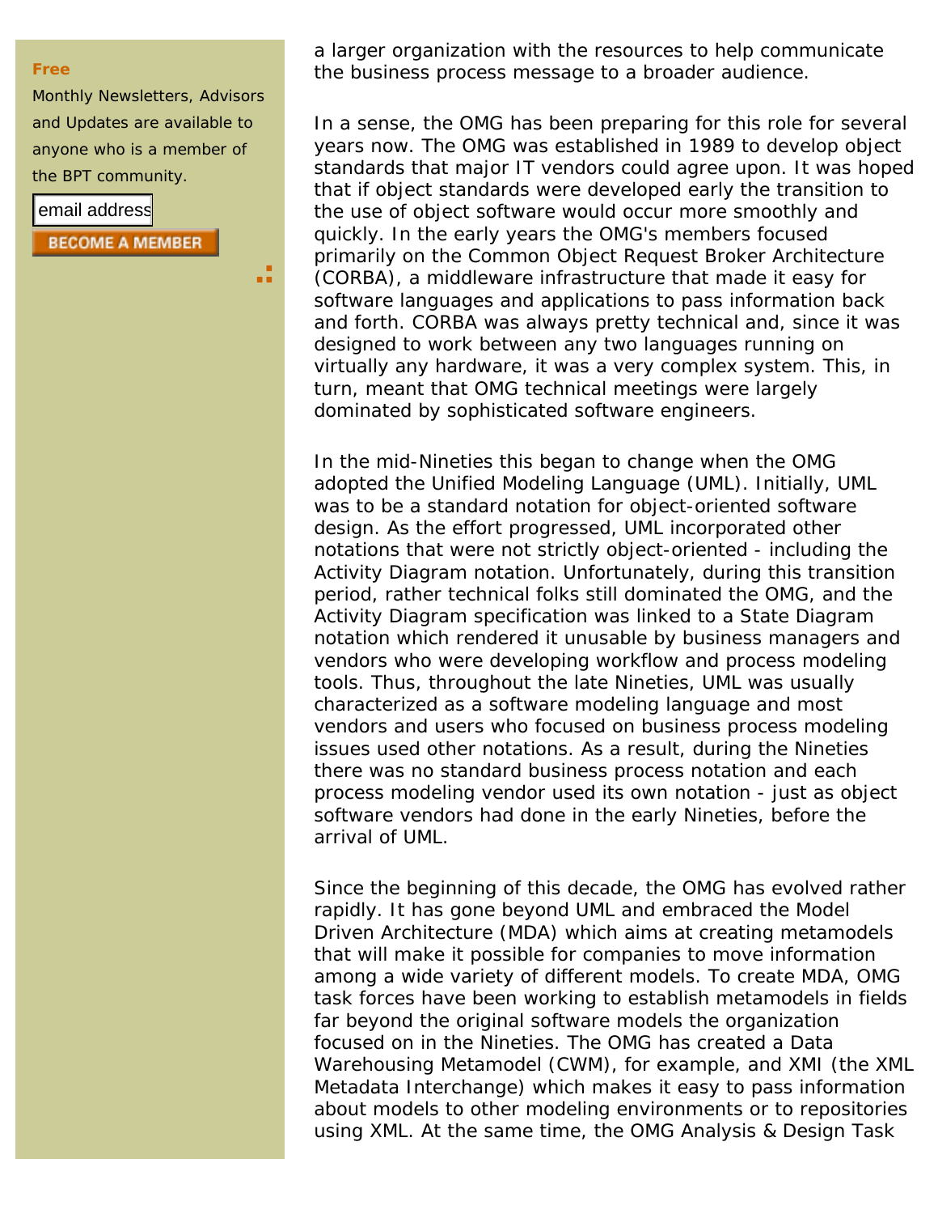**Free**

Monthly Newsletters, Advisors and Updates are available to anyone who is a member of the BPT community.

a larger organization with the resources to help communicate the business process message to a broader audience.

In a sense, the OMG has been preparing for this role for several years now. The OMG was established in 1989 to develop object standards that major IT vendors could agree upon. It was hoped that if object standards were developed early the transition to the use of object software would occur more smoothly and quickly. In the early years the OMG's members focused primarily on the Common Object Request Broker Architecture (CORBA), a middleware infrastructure that made it easy for software languages and applications to pass information back and forth. CORBA was always pretty technical and, since it was designed to work between any two languages running on virtually any hardware, it was a very complex system. This, in turn, meant that OMG technical meetings were largely dominated by sophisticated software engineers.

In the mid-Nineties this began to change when the OMG adopted the Unified Modeling Language (UML). Initially, UML was to be a standard notation for object-oriented software design. As the effort progressed, UML incorporated other notations that were not strictly object-oriented - including the Activity Diagram notation. Unfortunately, during this transition period, rather technical folks still dominated the OMG, and the Activity Diagram specification was linked to a State Diagram notation which rendered it unusable by business managers and vendors who were developing workflow and process modeling tools. Thus, throughout the late Nineties, UML was usually characterized as a software modeling language and most vendors and users who focused on business process modeling issues used other notations. As a result, during the Nineties there was no standard business process notation and each process modeling vendor used its own notation - just as object software vendors had done in the early Nineties, before the arrival of UML.

Since the beginning of this decade, the OMG has evolved rather rapidly. It has gone beyond UML and embraced the Model Driven Architecture (MDA) which aims at creating metamodels that will make it possible for companies to move information among a wide variety of different models. To create MDA, OMG task forces have been working to establish metamodels in fields far beyond the original software models the organization focused on in the Nineties. The OMG has created a Data Warehousing Metamodel (CWM), for example, and XMI (the XML Metadata Interchange) which makes it easy to pass information about models to other modeling environments or to repositories using XML. At the same time, the OMG Analysis & Design Task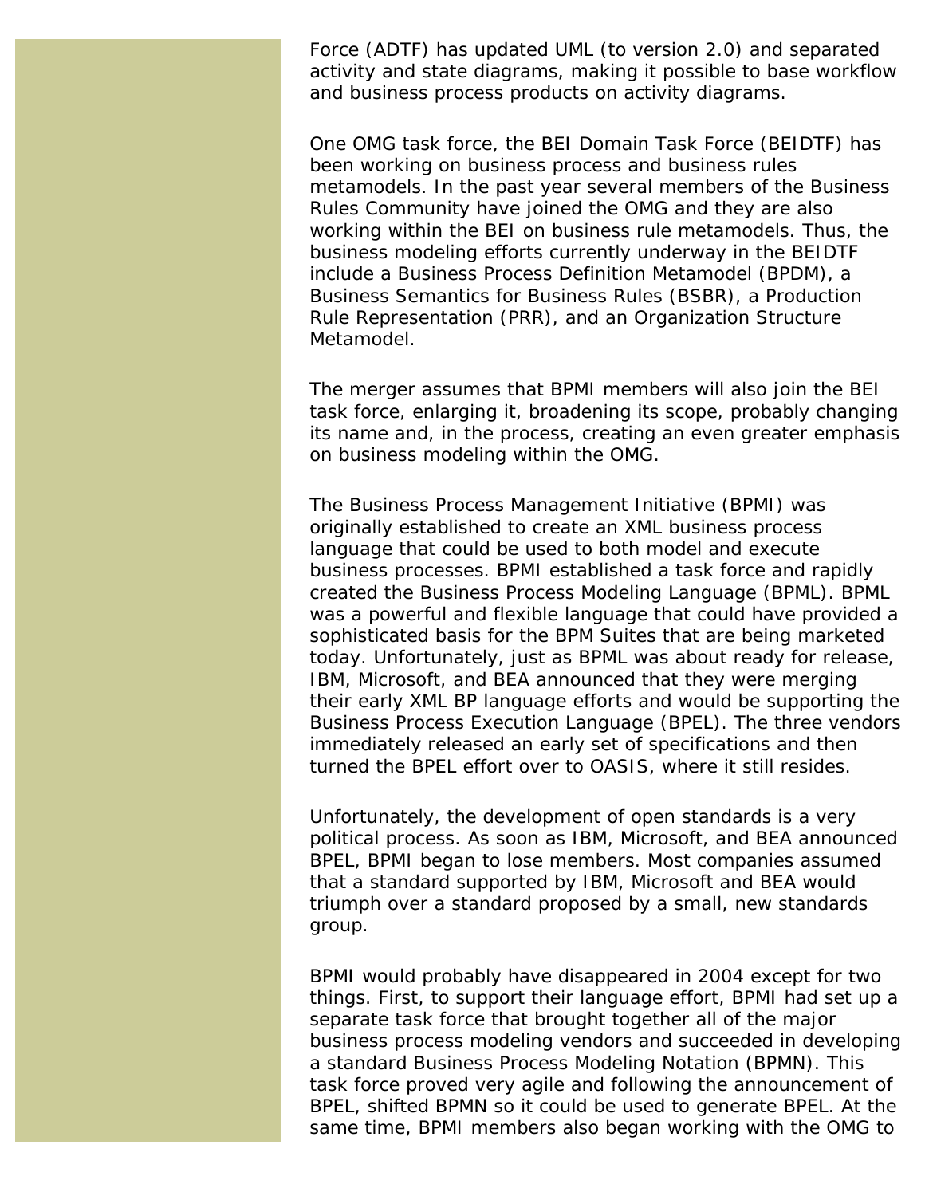Force (ADTF) has updated UML (to version 2.0) and separated activity and state diagrams, making it possible to base workflow and business process products on activity diagrams.

One OMG task force, the BEI Domain Task Force (BEIDTF) has been working on business process and business rules metamodels. In the past year several members of the Business Rules Community have joined the OMG and they are also working within the BEI on business rule metamodels. Thus, the business modeling efforts currently underway in the BEIDTF include a Business Process Definition Metamodel (BPDM), a Business Semantics for Business Rules (BSBR), a Production Rule Representation (PRR), and an Organization Structure Metamodel.

The merger assumes that BPMI members will also join the BEI task force, enlarging it, broadening its scope, probably changing its name and, in the process, creating an even greater emphasis on business modeling within the OMG.

The Business Process Management Initiative (BPMI) was originally established to create an XML business process language that could be used to both model and execute business processes. BPMI established a task force and rapidly created the Business Process Modeling Language (BPML). BPML was a powerful and flexible language that could have provided a sophisticated basis for the BPM Suites that are being marketed today. Unfortunately, just as BPML was about ready for release, IBM, Microsoft, and BEA announced that they were merging their early XML BP language efforts and would be supporting the Business Process Execution Language (BPEL). The three vendors immediately released an early set of specifications and then turned the BPEL effort over to OASIS, where it still resides.

Unfortunately, the development of open standards is a very political process. As soon as IBM, Microsoft, and BEA announced BPEL, BPMI began to lose members. Most companies assumed that a standard supported by IBM, Microsoft and BEA would triumph over a standard proposed by a small, new standards group.

BPMI would probably have disappeared in 2004 except for two things. First, to support their language effort, BPMI had set up a separate task force that brought together all of the major business process modeling vendors and succeeded in developing a standard Business Process Modeling Notation (BPMN). This task force proved very agile and following the announcement of BPEL, shifted BPMN so it could be used to generate BPEL. At the same time, BPMI members also began working with the OMG to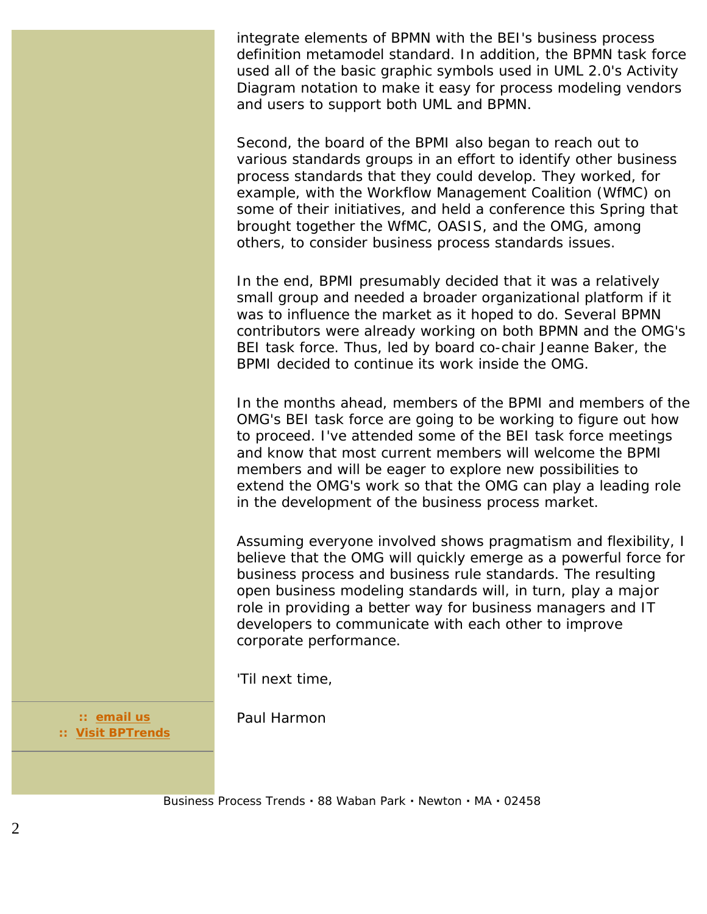integrate elements of BPMN with the BEI's business process definition metamodel standard. In addition, the BPMN task force used all of the basic graphic symbols used in UML 2.0's Activity Diagram notation to make it easy for process modeling vendors and users to support both UML and BPMN.

Second, the board of the BPMI also began to reach out to various standards groups in an effort to identify other business process standards that they could develop. They worked, for example, with the Workflow Management Coalition (WfMC) on some of their initiatives, and held a conference this Spring that brought together the WfMC, OASIS, and the OMG, among others, to consider business process standards issues.

In the end, BPMI presumably decided that it was a relatively small group and needed a broader organizational platform if it was to influence the market as it hoped to do. Several BPMN contributors were already working on both BPMN and the OMG's BEI task force. Thus, led by board co-chair Jeanne Baker, the BPMI decided to continue its work inside the OMG.

In the months ahead, members of the BPMI and members of the OMG's BEI task force are going to be working to figure out how to proceed. I've attended some of the BEI task force meetings and know that most current members will welcome the BPMI members and will be eager to explore new possibilities to extend the OMG's work so that the OMG can play a leading role in the development of the business process market.

Assuming everyone involved shows pragmatism and flexibility, I believe that the OMG will quickly emerge as a powerful force for business process and business rule standards. The resulting open business modeling standards will, in turn, play a major role in providing a better way for business managers and IT developers to communicate with each other to improve corporate performance.

'Til next time,

Paul Harmon

:: **email us**
:: **Visit BPTrends**

Business Process Trends · 88 Waban Park · Newton · MA · 02458